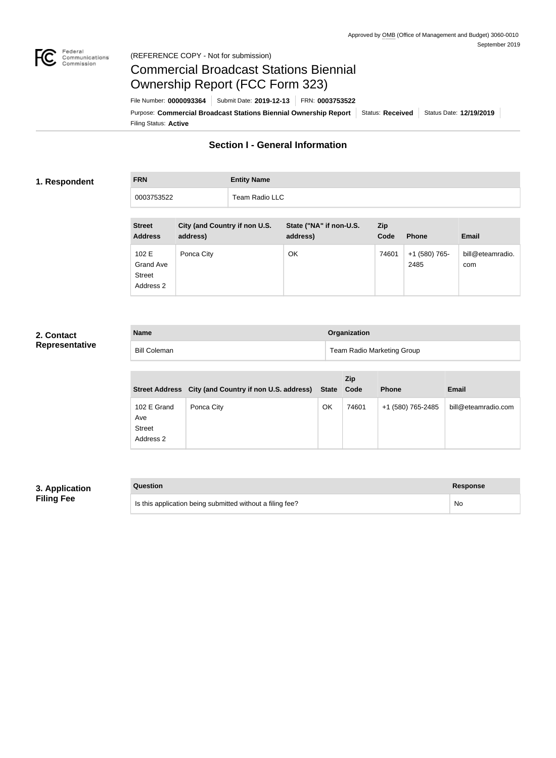Approved by OMB (Office of Management and Budget) 3060-0010
September 2019

(REFERENCE COPY - Not for submission)

# Commercial Broadcast Stations Biennial Ownership Report (FCC Form 323)

File Number: **0000093364** | Submit Date: **2019-12-13** | FRN: **0003753522**

Purpose: **Commercial Broadcast Stations Biennial Ownership Report** | Status: **Received** | Status Date: **12/19/2019**

Filing Status: **Active**

## Section I - General Information

### 1. Respondent

| FRN | Entity Name |
|---|---|
| 0003753522 | Team Radio LLC |

| Street Address | City (and Country if non U.S. address) | State ("NA" if non-U.S. address) | Zip Code | Phone | Email |
|---|---|---|---|---|---|
| 102 E Grand Ave Street Address 2 | Ponca City | OK | 74601 | +1 (580) 765-2485 | bill@eteamradio.com |

### 2. Contact Representative

| Name | Organization |
|---|---|
| Bill Coleman | Team Radio Marketing Group |

| Street Address | City (and Country if non U.S. address) | State | Zip Code | Phone | Email |
|---|---|---|---|---|---|
| 102 E Grand Ave Street Address 2 | Ponca City | OK | 74601 | +1 (580) 765-2485 | bill@eteamradio.com |

### 3. Application Filing Fee

| Question | Response |
|---|---|
| Is this application being submitted without a filing fee? | No |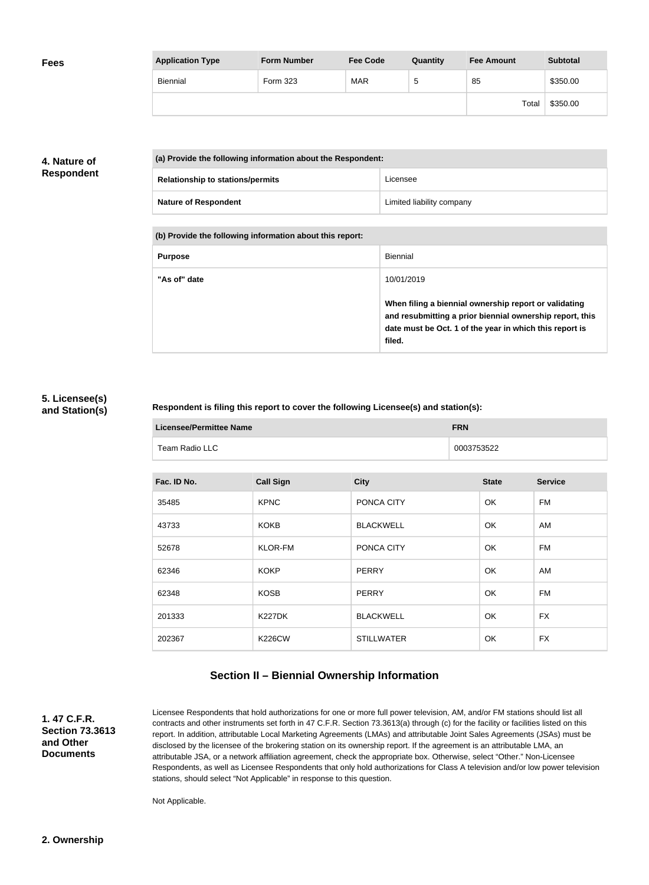**Fees**

| Application Type | Form Number | Fee Code | Quantity | Fee Amount | Subtotal |
|---|---|---|---|---|---|
| Biennial | Form 323 | MAR | 5 | 85 | $350.00 |
| | | | | Total | $350.00 |

**4. Nature of Respondent**

| (a) Provide the following information about the Respondent: | |
|---|---|
| **Relationship to stations/permits** | Licensee |
| **Nature of Respondent** | Limited liability company |

| (b) Provide the following information about this report: | |
|---|---|
| **Purpose** | Biennial |
| **"As of" date** | 10/01/2019<br><br>**When filing a biennial ownership report or validating and resubmitting a prior biennial ownership report, this date must be Oct. 1 of the year in which this report is filed.** |

**5. Licensee(s) and Station(s)**

**Respondent is filing this report to cover the following Licensee(s) and station(s):**

| Licensee/Permittee Name | FRN |
|---|---|
| Team Radio LLC | 0003753522 |

| Fac. ID No. | Call Sign | City | State | Service |
|---|---|---|---|---|
| 35485 | KPNC | PONCA CITY | OK | FM |
| 43733 | KOKB | BLACKWELL | OK | AM |
| 52678 | KLOR-FM | PONCA CITY | OK | FM |
| 62346 | KOKP | PERRY | OK | AM |
| 62348 | KOSB | PERRY | OK | FM |
| 201333 | K227DK | BLACKWELL | OK | FX |
| 202367 | K226CW | STILLWATER | OK | FX |

## Section II – Biennial Ownership Information

**1. 47 C.F.R. Section 73.3613 and Other Documents**

Licensee Respondents that hold authorizations for one or more full power television, AM, and/or FM stations should list all contracts and other instruments set forth in 47 C.F.R. Section 73.3613(a) through (c) for the facility or facilities listed on this report. In addition, attributable Local Marketing Agreements (LMAs) and attributable Joint Sales Agreements (JSAs) must be disclosed by the licensee of the brokering station on its ownership report. If the agreement is an attributable LMA, an attributable JSA, or a network affiliation agreement, check the appropriate box. Otherwise, select "Other." Non-Licensee Respondents, as well as Licensee Respondents that only hold authorizations for Class A television and/or low power television stations, should select "Not Applicable" in response to this question.

Not Applicable.

**2. Ownership**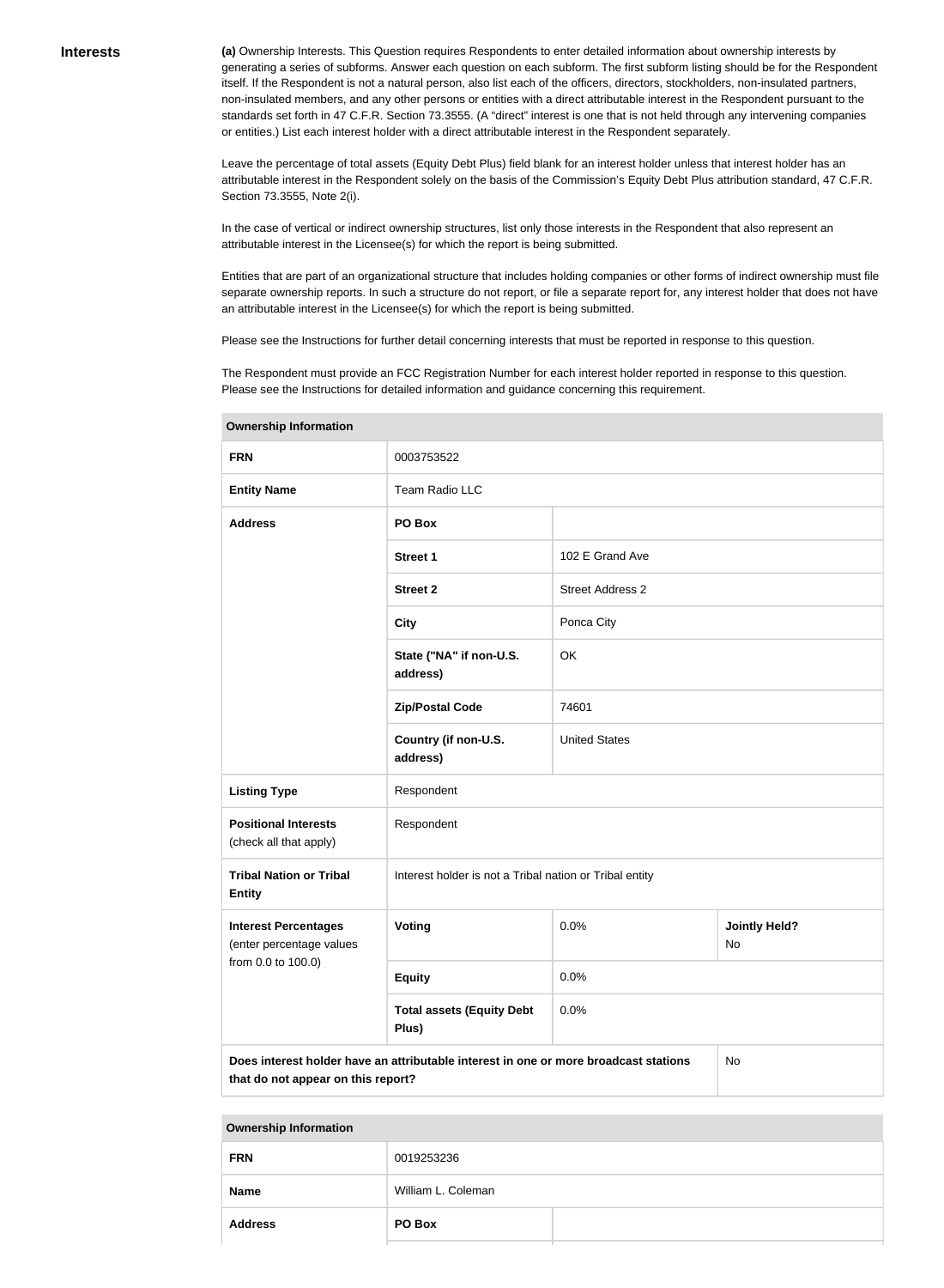**Interests**

**(a)** Ownership Interests. This Question requires Respondents to enter detailed information about ownership interests by generating a series of subforms. Answer each question on each subform. The first subform listing should be for the Respondent itself. If the Respondent is not a natural person, also list each of the officers, directors, stockholders, non-insulated partners, non-insulated members, and any other persons or entities with a direct attributable interest in the Respondent pursuant to the standards set forth in 47 C.F.R. Section 73.3555. (A "direct" interest is one that is not held through any intervening companies or entities.) List each interest holder with a direct attributable interest in the Respondent separately.

Leave the percentage of total assets (Equity Debt Plus) field blank for an interest holder unless that interest holder has an attributable interest in the Respondent solely on the basis of the Commission's Equity Debt Plus attribution standard, 47 C.F.R. Section 73.3555, Note 2(i).

In the case of vertical or indirect ownership structures, list only those interests in the Respondent that also represent an attributable interest in the Licensee(s) for which the report is being submitted.

Entities that are part of an organizational structure that includes holding companies or other forms of indirect ownership must file separate ownership reports. In such a structure do not report, or file a separate report for, any interest holder that does not have an attributable interest in the Licensee(s) for which the report is being submitted.

Please see the Instructions for further detail concerning interests that must be reported in response to this question.

The Respondent must provide an FCC Registration Number for each interest holder reported in response to this question. Please see the Instructions for detailed information and guidance concerning this requirement.

| **Ownership Information** | | | |
|---|---|---|---|
| **FRN** | 0003753522 | | |
| **Entity Name** | Team Radio LLC | | |
| **Address** | **PO Box** | | |
| | **Street 1** | 102 E Grand Ave | |
| | **Street 2** | Street Address 2 | |
| | **City** | Ponca City | |
| | **State ("NA" if non-U.S. address)** | OK | |
| | **Zip/Postal Code** | 74601 | |
| | **Country (if non-U.S. address)** | United States | |
| **Listing Type** | Respondent | | |
| **Positional Interests** (check all that apply) | Respondent | | |
| **Tribal Nation or Tribal Entity** | Interest holder is not a Tribal nation or Tribal entity | | |
| **Interest Percentages** (enter percentage values from 0.0 to 100.0) | **Voting** | 0.0% | **Jointly Held?** No |
| | **Equity** | 0.0% | |
| | **Total assets (Equity Debt Plus)** | 0.0% | |
| **Does interest holder have an attributable interest in one or more broadcast stations that do not appear on this report?** | | | No |

| **Ownership Information** | | |
|---|---|---|
| **FRN** | 0019253236 | |
| **Name** | William L. Coleman | |
| **Address** | **PO Box** | |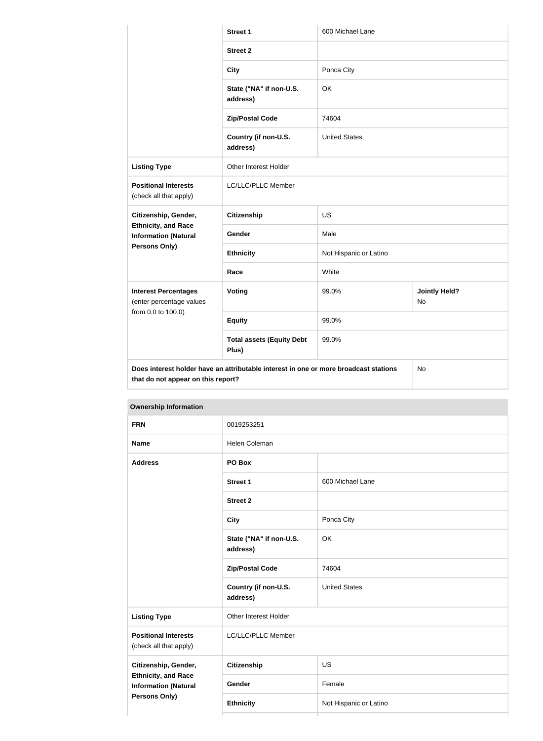| | | | |
|---|---|---|---|
| | **Street 1** | 600 Michael Lane | |
| | **Street 2** | | |
| | **City** | Ponca City | |
| | **State ("NA" if non-U.S. address)** | OK | |
| | **Zip/Postal Code** | 74604 | |
| | **Country (if non-U.S. address)** | United States | |
| **Listing Type** | Other Interest Holder | | |
| **Positional Interests** (check all that apply) | LC/LLC/PLLC Member | | |
| **Citizenship, Gender, Ethnicity, and Race Information (Natural Persons Only)** | **Citizenship** | US | |
| | **Gender** | Male | |
| | **Ethnicity** | Not Hispanic or Latino | |
| | **Race** | White | |
| **Interest Percentages** (enter percentage values from 0.0 to 100.0) | **Voting** | 99.0% | **Jointly Held?** No |
| | **Equity** | 99.0% | |
| | **Total assets (Equity Debt Plus)** | 99.0% | |
| **Does interest holder have an attributable interest in one or more broadcast stations that do not appear on this report?** | | | No |

| **Ownership Information** | | |
|---|---|---|
| **FRN** | 0019253251 | |
| **Name** | Helen Coleman | |
| **Address** | **PO Box** | |
| | **Street 1** | 600 Michael Lane |
| | **Street 2** | |
| | **City** | Ponca City |
| | **State ("NA" if non-U.S. address)** | OK |
| | **Zip/Postal Code** | 74604 |
| | **Country (if non-U.S. address)** | United States |
| **Listing Type** | Other Interest Holder | |
| **Positional Interests** (check all that apply) | LC/LLC/PLLC Member | |
| **Citizenship, Gender, Ethnicity, and Race Information (Natural Persons Only)** | **Citizenship** | US |
| | **Gender** | Female |
| | **Ethnicity** | Not Hispanic or Latino |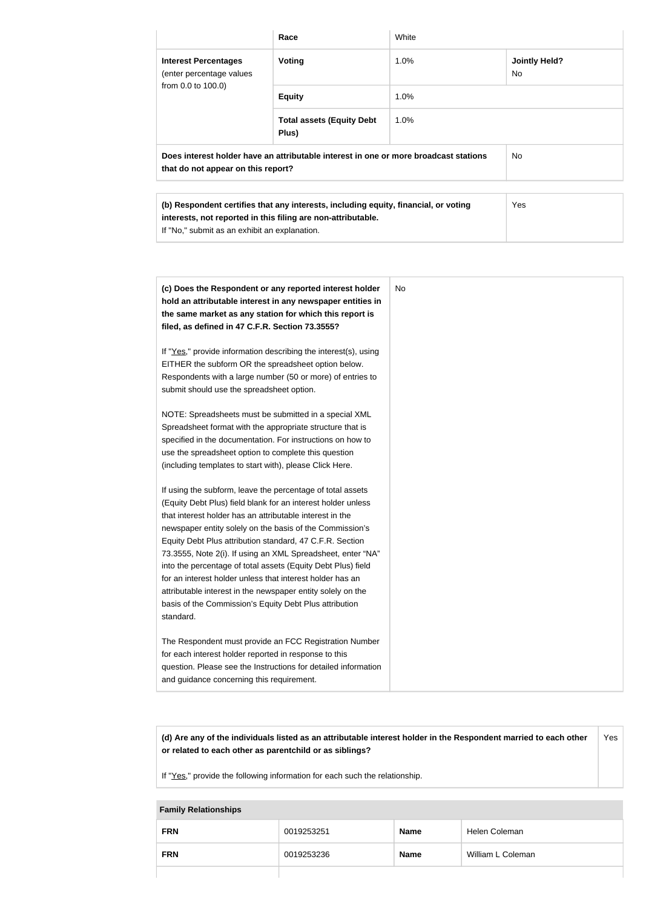|  | Race | White |  |
|---|---|---|---|
| **Interest Percentages** (enter percentage values from 0.0 to 100.0) | **Voting** | 1.0% | **Jointly Held?** No |
|  | **Equity** | 1.0% |  |
|  | **Total assets (Equity Debt Plus)** | 1.0% |  |
| **Does interest holder have an attributable interest in one or more broadcast stations that do not appear on this report?** |  |  | No |

| **(b) Respondent certifies that any interests, including equity, financial, or voting interests, not reported in this filing are non-attributable.** If "No," submit as an exhibit an explanation. | Yes |
|---|---|

| **(c) Does the Respondent or any reported interest holder hold an attributable interest in any newspaper entities in the same market as any station for which this report is filed, as defined in 47 C.F.R. Section 73.3555?**<br><br>If "Yes," provide information describing the interest(s), using EITHER the subform OR the spreadsheet option below. Respondents with a large number (50 or more) of entries to submit should use the spreadsheet option.<br><br>NOTE: Spreadsheets must be submitted in a special XML Spreadsheet format with the appropriate structure that is specified in the documentation. For instructions on how to use the spreadsheet option to complete this question (including templates to start with), please Click Here.<br><br>If using the subform, leave the percentage of total assets (Equity Debt Plus) field blank for an interest holder unless that interest holder has an attributable interest in the newspaper entity solely on the basis of the Commission's Equity Debt Plus attribution standard, 47 C.F.R. Section 73.3555, Note 2(i). If using an XML Spreadsheet, enter "NA" into the percentage of total assets (Equity Debt Plus) field for an interest holder unless that interest holder has an attributable interest in the newspaper entity solely on the basis of the Commission's Equity Debt Plus attribution standard.<br><br>The Respondent must provide an FCC Registration Number for each interest holder reported in response to this question. Please see the Instructions for detailed information and guidance concerning this requirement. | No |
|---|---|

| **(d) Are any of the individuals listed as an attributable interest holder in the Respondent married to each other or related to each other as parentchild or as siblings?**<br><br>If "Yes," provide the following information for each such the relationship. | Yes |
|---|---|

| **Family Relationships** |  |  |  |
|---|---|---|---|
| **FRN** | 0019253251 | **Name** | Helen Coleman |
| **FRN** | 0019253236 | **Name** | William L Coleman |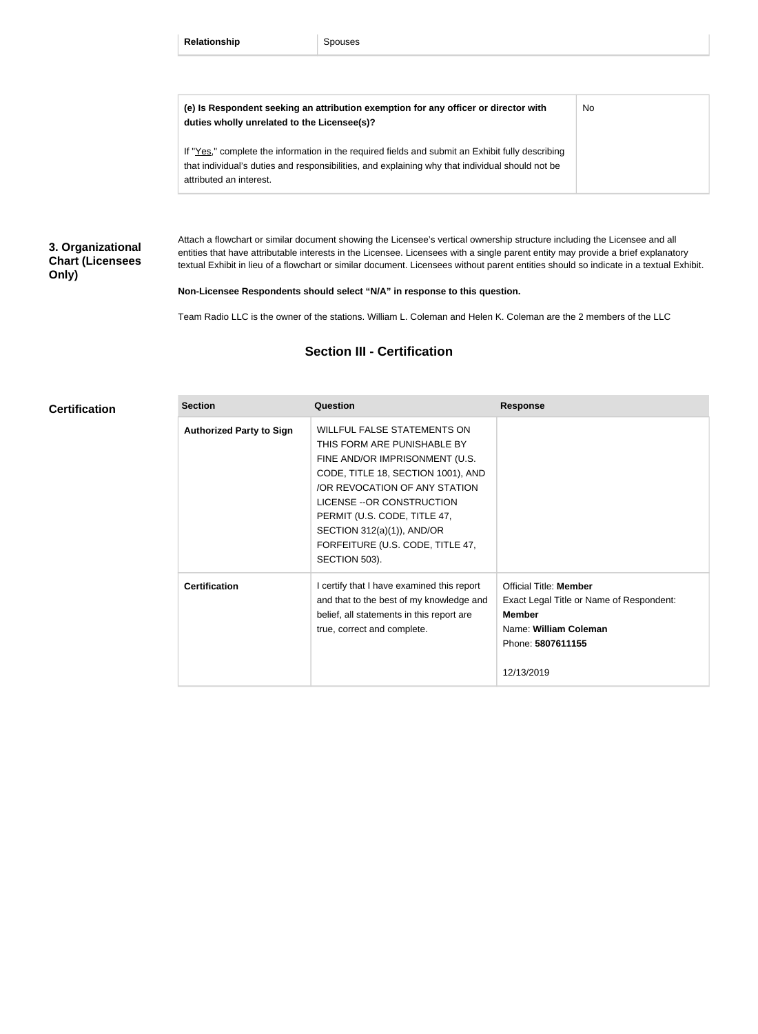| | |
|---|---|
| **Relationship** | Spouses |

| | |
|---|---|
| **(e) Is Respondent seeking an attribution exemption for any officer or director with duties wholly unrelated to the Licensee(s)?**<br><br>If "Yes," complete the information in the required fields and submit an Exhibit fully describing that individual's duties and responsibilities, and explaining why that individual should not be attributed an interest. | No |

### 3. Organizational Chart (Licensees Only)

Attach a flowchart or similar document showing the Licensee's vertical ownership structure including the Licensee and all entities that have attributable interests in the Licensee. Licensees with a single parent entity may provide a brief explanatory textual Exhibit in lieu of a flowchart or similar document. Licensees without parent entities should so indicate in a textual Exhibit.

**Non-Licensee Respondents should select "N/A" in response to this question.**

Team Radio LLC is the owner of the stations. William L. Coleman and Helen K. Coleman are the 2 members of the LLC

## Section III - Certification

### Certification

| Section | Question | Response |
|---|---|---|
| **Authorized Party to Sign** | WILLFUL FALSE STATEMENTS ON THIS FORM ARE PUNISHABLE BY FINE AND/OR IMPRISONMENT (U.S. CODE, TITLE 18, SECTION 1001), AND /OR REVOCATION OF ANY STATION LICENSE --OR CONSTRUCTION PERMIT (U.S. CODE, TITLE 47, SECTION 312(a)(1)), AND/OR FORFEITURE (U.S. CODE, TITLE 47, SECTION 503). | |
| **Certification** | I certify that I have examined this report and that to the best of my knowledge and belief, all statements in this report are true, correct and complete. | Official Title: **Member**<br>Exact Legal Title or Name of Respondent: **Member**<br>Name: **William Coleman**<br>Phone: **5807611155**<br><br>12/13/2019 |